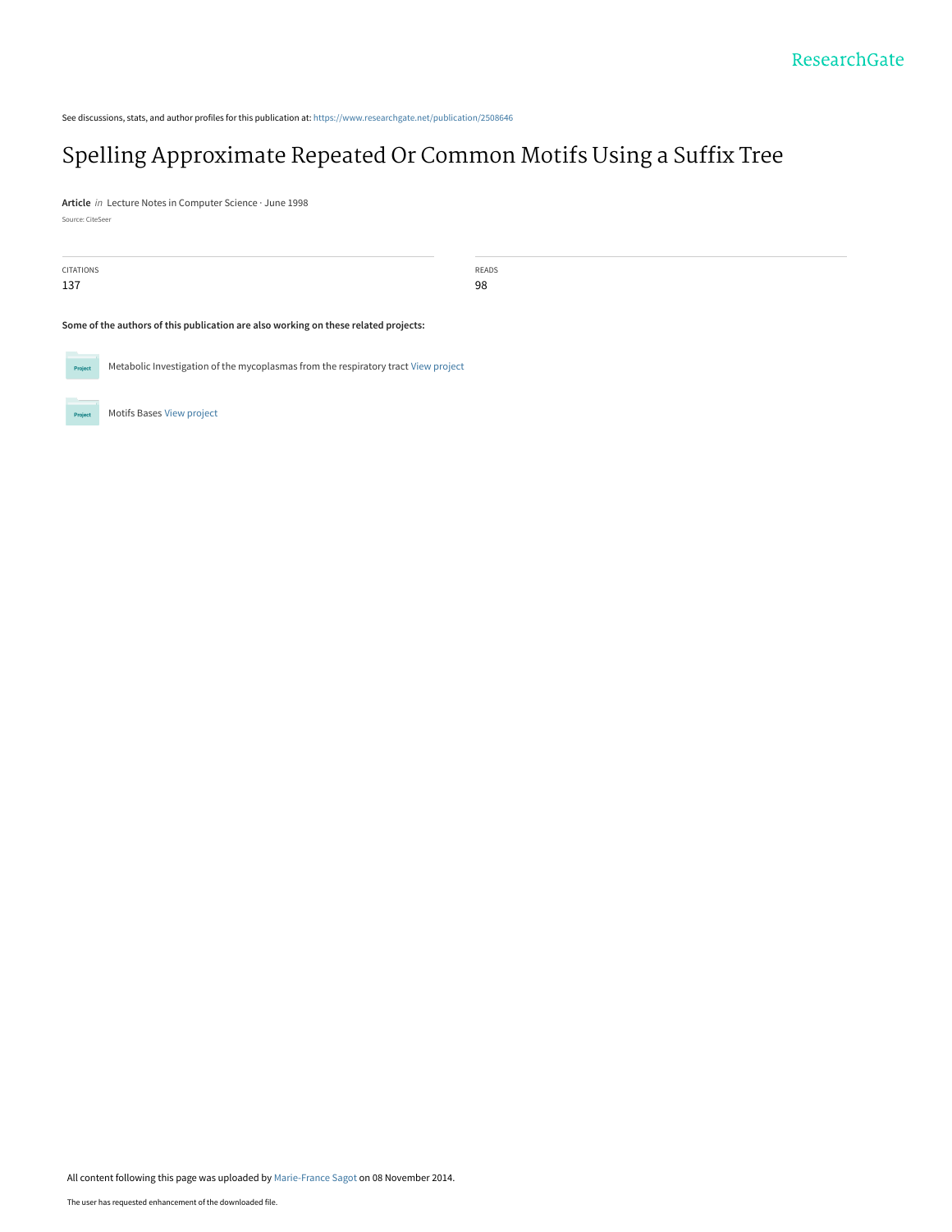See discussions, stats, and author profiles for this publication at: https://www.researchgate.net/publication/2508646

# Spelling Approximate Repeated Or Common Motifs Using a Suffix Tree

**Article** *in* Lecture Notes in Computer Science · June 1998

Source: CiteSeer

| CITATIONS | READS |
| --- | --- |
| 137 | 98 |

**Some of the authors of this publication are also working on these related projects:**

Metabolic Investigation of the mycoplasmas from the respiratory tract View project

Motifs Bases View project

All content following this page was uploaded by Marie-France Sagot on 08 November 2014.

The user has requested enhancement of the downloaded file.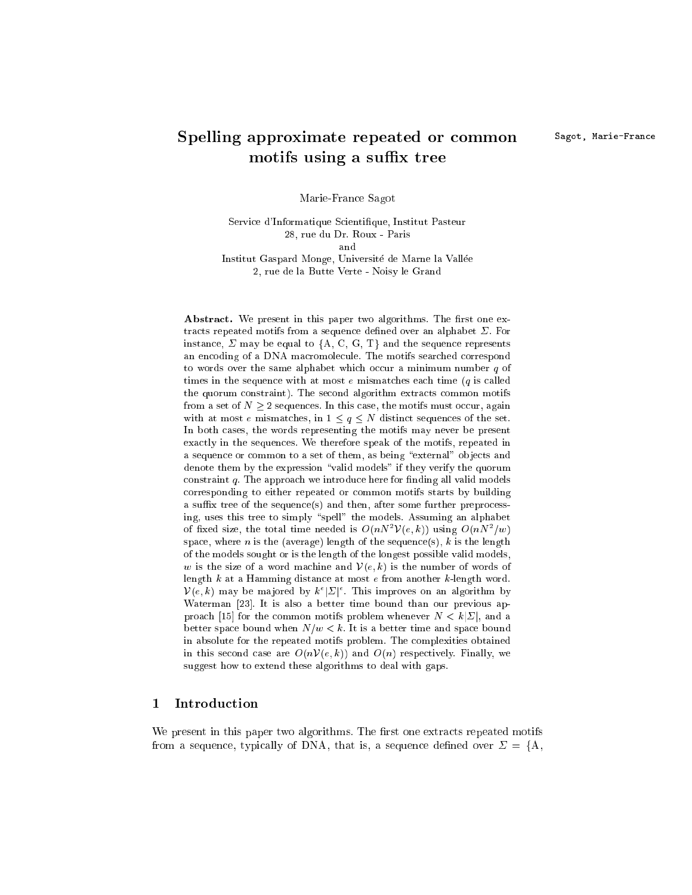# Spelling approximate repeated or common motifs using a suffix tree

Marie-France Sagot

Service d'Informatique Scientifique, Institut Pasteur
28, rue du Dr. Roux - Paris
and
Institut Gaspard Monge, Université de Marne la Vallée
2, rue de la Butte Verte - Noisy le Grand

**Abstract.** We present in this paper two algorithms. The first one extracts repeated motifs from a sequence defined over an alphabet $\Sigma$. For instance, $\Sigma$ may be equal to {A, C, G, T} and the sequence represents an encoding of a DNA macromolecule. The motifs searched correspond to words over the same alphabet which occur a minimum number $q$ of times in the sequence with at most $e$ mismatches each time ($q$ is called the quorum constraint). The second algorithm extracts common motifs from a set of $N \geq 2$ sequences. In this case, the motifs must occur, again with at most $e$ mismatches, in $1 \leq q \leq N$ distinct sequences of the set. In both cases, the words representing the motifs may never be present exactly in the sequences. We therefore speak of the motifs, repeated in a sequence or common to a set of them, as being "external" objects and denote them by the expression "valid models" if they verify the quorum constraint $q$. The approach we introduce here for finding all valid models corresponding to either repeated or common motifs starts by building a suffix tree of the sequence(s) and then, after some further preprocessing, uses this tree to simply "spell" the models. Assuming an alphabet of fixed size, the total time needed is $O(nN^2\mathcal{V}(e,k))$ using $O(nN^2/w)$ space, where $n$ is the (average) length of the sequence(s), $k$ is the length of the models sought or is the length of the longest possible valid models, $w$ is the size of a word machine and $\mathcal{V}(e,k)$ is the number of words of length $k$ at a Hamming distance at most $e$ from another $k$-length word. $\mathcal{V}(e,k)$ may be majored by $k^e|\Sigma|^e$. This improves on an algorithm by Waterman [23]. It is also a better time bound than our previous approach [15] for the common motifs problem whenever $N < k|\Sigma|$, and a better space bound when $N/w < k$. It is a better time and space bound in absolute for the repeated motifs problem. The complexities obtained in this second case are $O(n\mathcal{V}(e,k))$ and $O(n)$ respectively. Finally, we suggest how to extend these algorithms to deal with gaps.

## 1 Introduction

We present in this paper two algorithms. The first one extracts repeated motifs from a sequence, typically of DNA, that is, a sequence defined over $\Sigma$ = {A,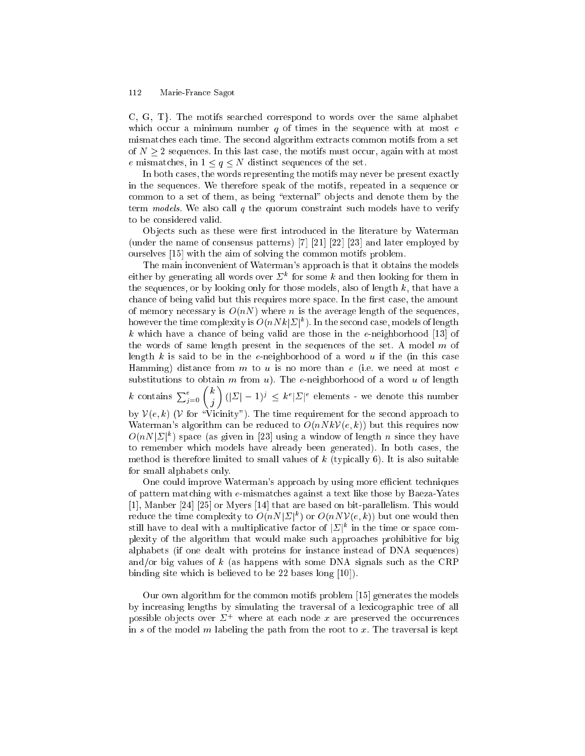C, G, T}. The motifs searched correspond to words over the same alphabet which occur a minimum number $q$ of times in the sequence with at most $e$ mismatches each time. The second algorithm extracts common motifs from a set of $N \geq 2$ sequences. In this last case, the motifs must occur, again with at most $e$ mismatches, in $1 \leq q \leq N$ distinct sequences of the set.

In both cases, the words representing the motifs may never be present exactly in the sequences. We therefore speak of the motifs, repeated in a sequence or common to a set of them, as being "external" objects and denote them by the term *models*. We also call $q$ the quorum constraint such models have to verify to be considered valid.

Objects such as these were first introduced in the literature by Waterman (under the name of consensus patterns) [7] [21] [22] [23] and later employed by ourselves [15] with the aim of solving the common motifs problem.

The main inconvenient of Waterman's approach is that it obtains the models either by generating all words over $\Sigma^k$ for some $k$ and then looking for them in the sequences, or by looking only for those models, also of length $k$, that have a chance of being valid but this requires more space. In the first case, the amount of memory necessary is $O(nN)$ where $n$ is the average length of the sequences, however the time complexity is $O(nNk|\Sigma|^k)$. In the second case, models of length $k$ which have a chance of being valid are those in the $e$-neighborhood [13] of the words of same length present in the sequences of the set. A model $m$ of length $k$ is said to be in the $e$-neighborhood of a word $u$ if the (in this case Hamming) distance from $m$ to $u$ is no more than $e$ (i.e. we need at most $e$ substitutions to obtain $m$ from $u$). The $e$-neighborhood of a word $u$ of length $k$ contains $\sum_{j=0}^{e} \binom{k}{j} (|\Sigma| - 1)^j \leq k^e |\Sigma|^e$ elements - we denote this number by $\mathcal{V}(e, k)$ ($\mathcal{V}$ for "Vicinity"). The time requirement for the second approach to Waterman's algorithm can be reduced to $O(nNk\mathcal{V}(e, k))$ but this requires now $O(nN|\Sigma|^k)$ space (as given in [23] using a window of length $n$ since they have to remember which models have already been generated). In both cases, the method is therefore limited to small values of $k$ (typically 6). It is also suitable for small alphabets only.

One could improve Waterman's approach by using more efficient techniques of pattern matching with $e$-mismatches against a text like those by Baeza-Yates [1], Manber [24] [25] or Myers [14] that are based on bit-parallelism. This would reduce the time complexity to $O(nN|\Sigma|^k)$ or $O(nN\mathcal{V}(e, k))$ but one would then still have to deal with a multiplicative factor of $|\Sigma|^k$ in the time or space complexity of the algorithm that would make such approaches prohibitive for big alphabets (if one dealt with proteins for instance instead of DNA sequences) and/or big values of $k$ (as happens with some DNA signals such as the CRP binding site which is believed to be 22 bases long [10]).

Our own algorithm for the common motifs problem [15] generates the models by increasing lengths by simulating the traversal of a lexicographic tree of all possible objects over $\Sigma^+$ where at each node $x$ are preserved the occurrences in $s$ of the model $m$ labeling the path from the root to $x$. The traversal is kept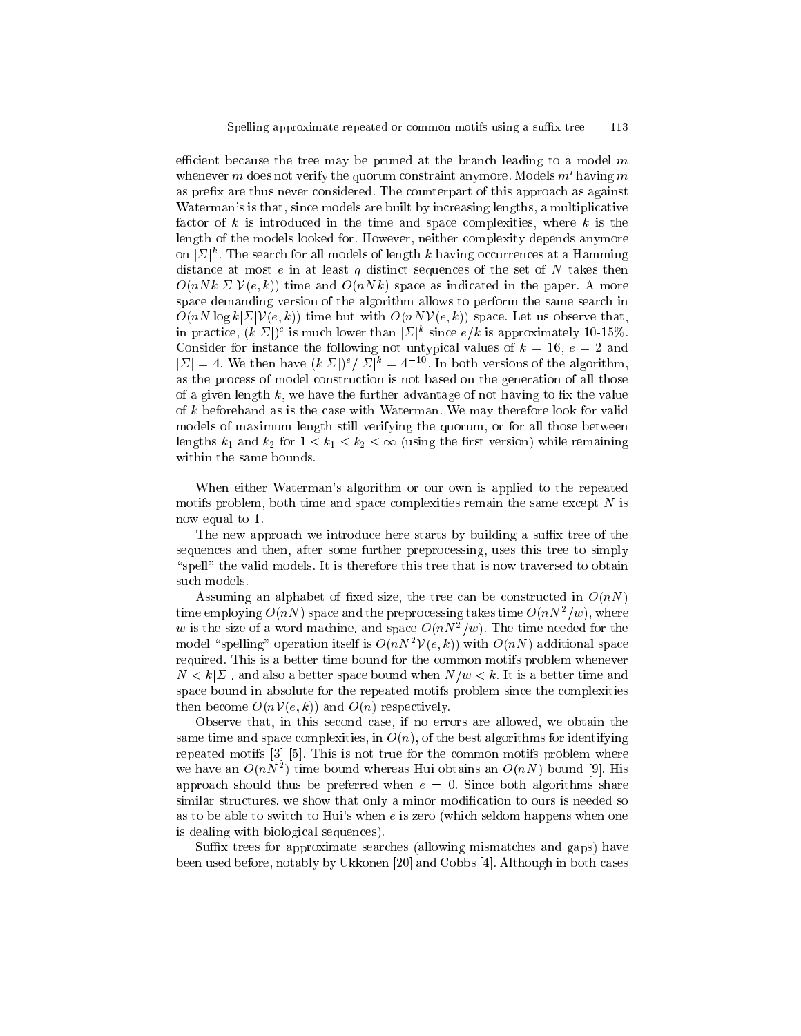efficient because the tree may be pruned at the branch leading to a model $m$ whenever $m$ does not verify the quorum constraint anymore. Models $m'$ having $m$ as prefix are thus never considered. The counterpart of this approach as against Waterman's is that, since models are built by increasing lengths, a multiplicative factor of $k$ is introduced in the time and space complexities, where $k$ is the length of the models looked for. However, neither complexity depends anymore on $|\Sigma|^k$. The search for all models of length $k$ having occurrences at a Hamming distance at most $e$ in at least $q$ distinct sequences of the set of $N$ takes then $O(nNk|\Sigma|\mathcal{V}(e,k))$ time and $O(nNk)$ space as indicated in the paper. A more space demanding version of the algorithm allows to perform the same search in $O(nN \log k|\Sigma|\mathcal{V}(e,k))$ time but with $O(nN\mathcal{V}(e,k))$ space. Let us observe that, in practice, $(k|\Sigma|)^e$ is much lower than $|\Sigma|^k$ since $e/k$ is approximately 10-15%. Consider for instance the following not untypical values of $k = 16$, $e = 2$ and $|\Sigma| = 4$. We then have $(k|\Sigma|)^e/|\Sigma|^k = 4^{-10}$. In both versions of the algorithm, as the process of model construction is not based on the generation of all those of a given length $k$, we have the further advantage of not having to fix the value of $k$ beforehand as is the case with Waterman. We may therefore look for valid models of maximum length still verifying the quorum, or for all those between lengths $k_1$ and $k_2$ for $1 \leq k_1 \leq k_2 \leq \infty$ (using the first version) while remaining within the same bounds.

When either Waterman's algorithm or our own is applied to the repeated motifs problem, both time and space complexities remain the same except $N$ is now equal to 1.

The new approach we introduce here starts by building a suffix tree of the sequences and then, after some further preprocessing, uses this tree to simply "spell" the valid models. It is therefore this tree that is now traversed to obtain such models.

Assuming an alphabet of fixed size, the tree can be constructed in $O(nN)$ time employing $O(nN)$ space and the preprocessing takes time $O(nN^2/w)$, where $w$ is the size of a word machine, and space $O(nN^2/w)$. The time needed for the model "spelling" operation itself is $O(nN^2\mathcal{V}(e,k))$ with $O(nN)$ additional space required. This is a better time bound for the common motifs problem whenever $N < k|\Sigma|$, and also a better space bound when $N/w < k$. It is a better time and space bound in absolute for the repeated motifs problem since the complexities then become $O(n\mathcal{V}(e,k))$ and $O(n)$ respectively.

Observe that, in this second case, if no errors are allowed, we obtain the same time and space complexities, in $O(n)$, of the best algorithms for identifying repeated motifs [3] [5]. This is not true for the common motifs problem where we have an $O(nN^2)$ time bound whereas Hui obtains an $O(nN)$ bound [9]. His approach should thus be preferred when $e = 0$. Since both algorithms share similar structures, we show that only a minor modification to ours is needed so as to be able to switch to Hui's when $e$ is zero (which seldom happens when one is dealing with biological sequences).

Suffix trees for approximate searches (allowing mismatches and gaps) have been used before, notably by Ukkonen [20] and Cobbs [4]. Although in both cases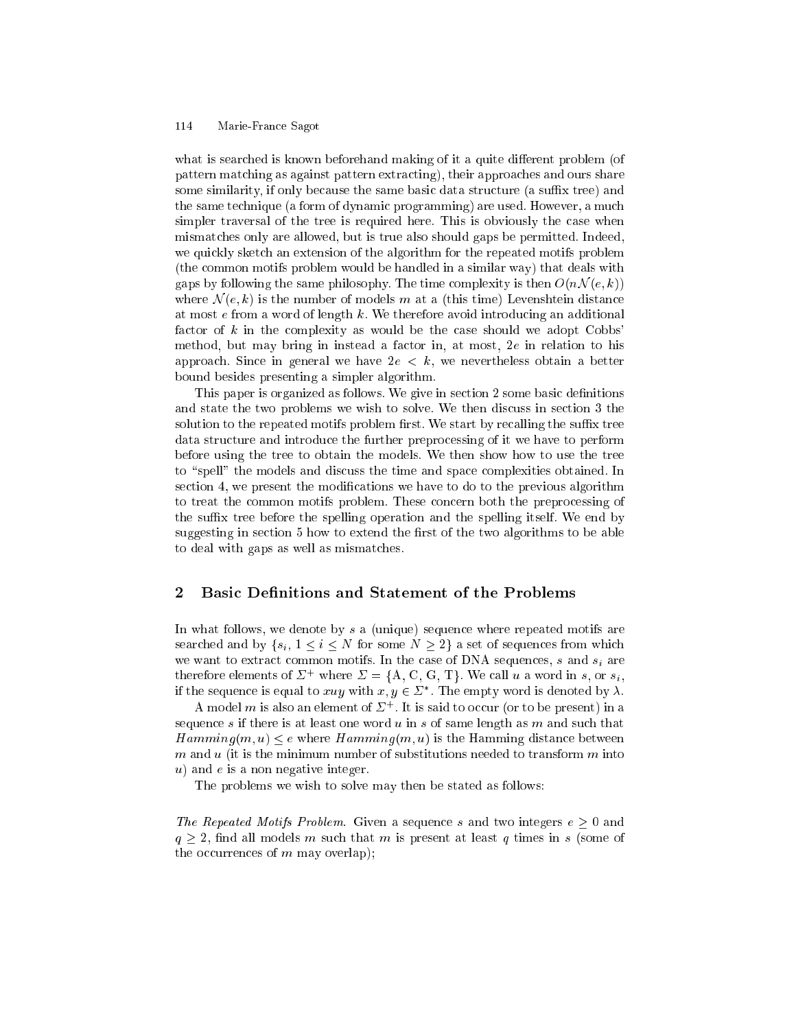what is searched is known beforehand making of it a quite different problem (of pattern matching as against pattern extracting), their approaches and ours share some similarity, if only because the same basic data structure (a suffix tree) and the same technique (a form of dynamic programming) are used. However, a much simpler traversal of the tree is required here. This is obviously the case when mismatches only are allowed, but is true also should gaps be permitted. Indeed, we quickly sketch an extension of the algorithm for the repeated motifs problem (the common motifs problem would be handled in a similar way) that deals with gaps by following the same philosophy. The time complexity is then $O(n\mathcal{N}(e,k))$ where $\mathcal{N}(e,k)$ is the number of models $m$ at a (this time) Levenshtein distance at most $e$ from a word of length $k$. We therefore avoid introducing an additional factor of $k$ in the complexity as would be the case should we adopt Cobbs' method, but may bring in instead a factor in, at most, $2e$ in relation to his approach. Since in general we have $2e < k$, we nevertheless obtain a better bound besides presenting a simpler algorithm.

This paper is organized as follows. We give in section 2 some basic definitions and state the two problems we wish to solve. We then discuss in section 3 the solution to the repeated motifs problem first. We start by recalling the suffix tree data structure and introduce the further preprocessing of it we have to perform before using the tree to obtain the models. We then show how to use the tree to "spell" the models and discuss the time and space complexities obtained. In section 4, we present the modifications we have to do to the previous algorithm to treat the common motifs problem. These concern both the preprocessing of the suffix tree before the spelling operation and the spelling itself. We end by suggesting in section 5 how to extend the first of the two algorithms to be able to deal with gaps as well as mismatches.

## 2 Basic Definitions and Statement of the Problems

In what follows, we denote by $s$ a (unique) sequence where repeated motifs are searched and by $\{s_i,\ 1 \leq i \leq N$ for some $N \geq 2\}$ a set of sequences from which we want to extract common motifs. In the case of DNA sequences, $s$ and $s_i$ are therefore elements of $\Sigma^+$ where $\Sigma = \{\mathrm{A, C, G, T}\}$. We call $u$ a word in $s$, or $s_i$, if the sequence is equal to $xuy$ with $x, y \in \Sigma^*$. The empty word is denoted by $\lambda$.

A model $m$ is also an element of $\Sigma^+$. It is said to occur (or to be present) in a sequence $s$ if there is at least one word $u$ in $s$ of same length as $m$ and such that $Hamming(m,u) \leq e$ where $Hamming(m,u)$ is the Hamming distance between $m$ and $u$ (it is the minimum number of substitutions needed to transform $m$ into $u$) and $e$ is a non negative integer.

The problems we wish to solve may then be stated as follows:

*The Repeated Motifs Problem.* Given a sequence $s$ and two integers $e \geq 0$ and $q \geq 2$, find all models $m$ such that $m$ is present at least $q$ times in $s$ (some of the occurrences of $m$ may overlap);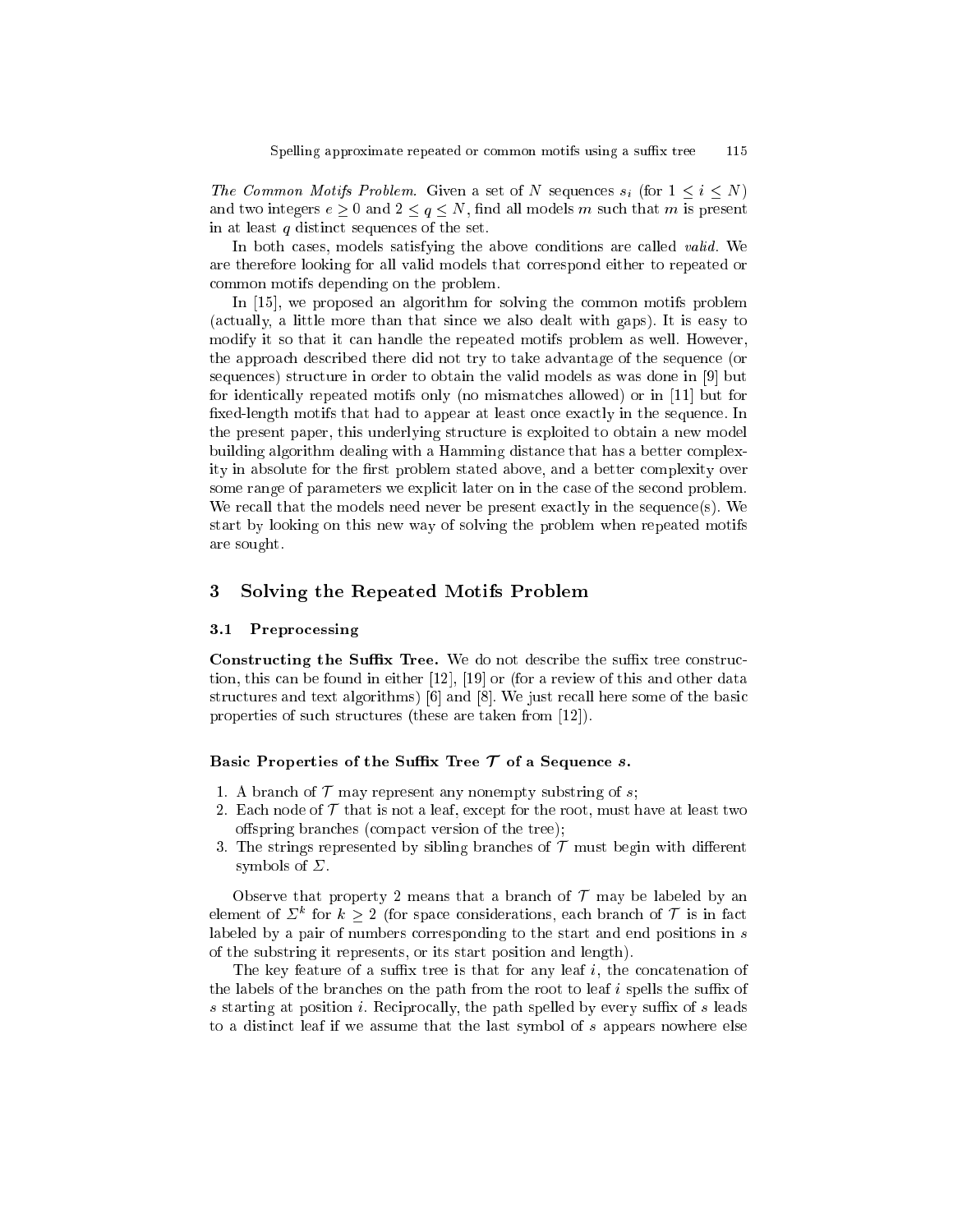*The Common Motifs Problem.* Given a set of $N$ sequences $s_i$ (for $1 \leq i \leq N$) and two integers $e \geq 0$ and $2 \leq q \leq N$, find all models $m$ such that $m$ is present in at least $q$ distinct sequences of the set.

In both cases, models satisfying the above conditions are called *valid*. We are therefore looking for all valid models that correspond either to repeated or common motifs depending on the problem.

In [15], we proposed an algorithm for solving the common motifs problem (actually, a little more than that since we also dealt with gaps). It is easy to modify it so that it can handle the repeated motifs problem as well. However, the approach described there did not try to take advantage of the sequence (or sequences) structure in order to obtain the valid models as was done in [9] but for identically repeated motifs only (no mismatches allowed) or in [11] but for fixed-length motifs that had to appear at least once exactly in the sequence. In the present paper, this underlying structure is exploited to obtain a new model building algorithm dealing with a Hamming distance that has a better complexity in absolute for the first problem stated above, and a better complexity over some range of parameters we explicit later on in the case of the second problem. We recall that the models need never be present exactly in the sequence(s). We start by looking on this new way of solving the problem when repeated motifs are sought.

# 3 Solving the Repeated Motifs Problem

## 3.1 Preprocessing

**Constructing the Suffix Tree.** We do not describe the suffix tree construction, this can be found in either [12], [19] or (for a review of this and other data structures and text algorithms) [6] and [8]. We just recall here some of the basic properties of such structures (these are taken from [12]).

**Basic Properties of the Suffix Tree $\mathcal{T}$ of a Sequence $s$.**

1. A branch of $\mathcal{T}$ may represent any nonempty substring of $s$;
2. Each node of $\mathcal{T}$ that is not a leaf, except for the root, must have at least two offspring branches (compact version of the tree);
3. The strings represented by sibling branches of $\mathcal{T}$ must begin with different symbols of $\Sigma$.

Observe that property 2 means that a branch of $\mathcal{T}$ may be labeled by an element of $\Sigma^k$ for $k \geq 2$ (for space considerations, each branch of $\mathcal{T}$ is in fact labeled by a pair of numbers corresponding to the start and end positions in $s$ of the substring it represents, or its start position and length).

The key feature of a suffix tree is that for any leaf $i$, the concatenation of the labels of the branches on the path from the root to leaf $i$ spells the suffix of $s$ starting at position $i$. Reciprocally, the path spelled by every suffix of $s$ leads to a distinct leaf if we assume that the last symbol of $s$ appears nowhere else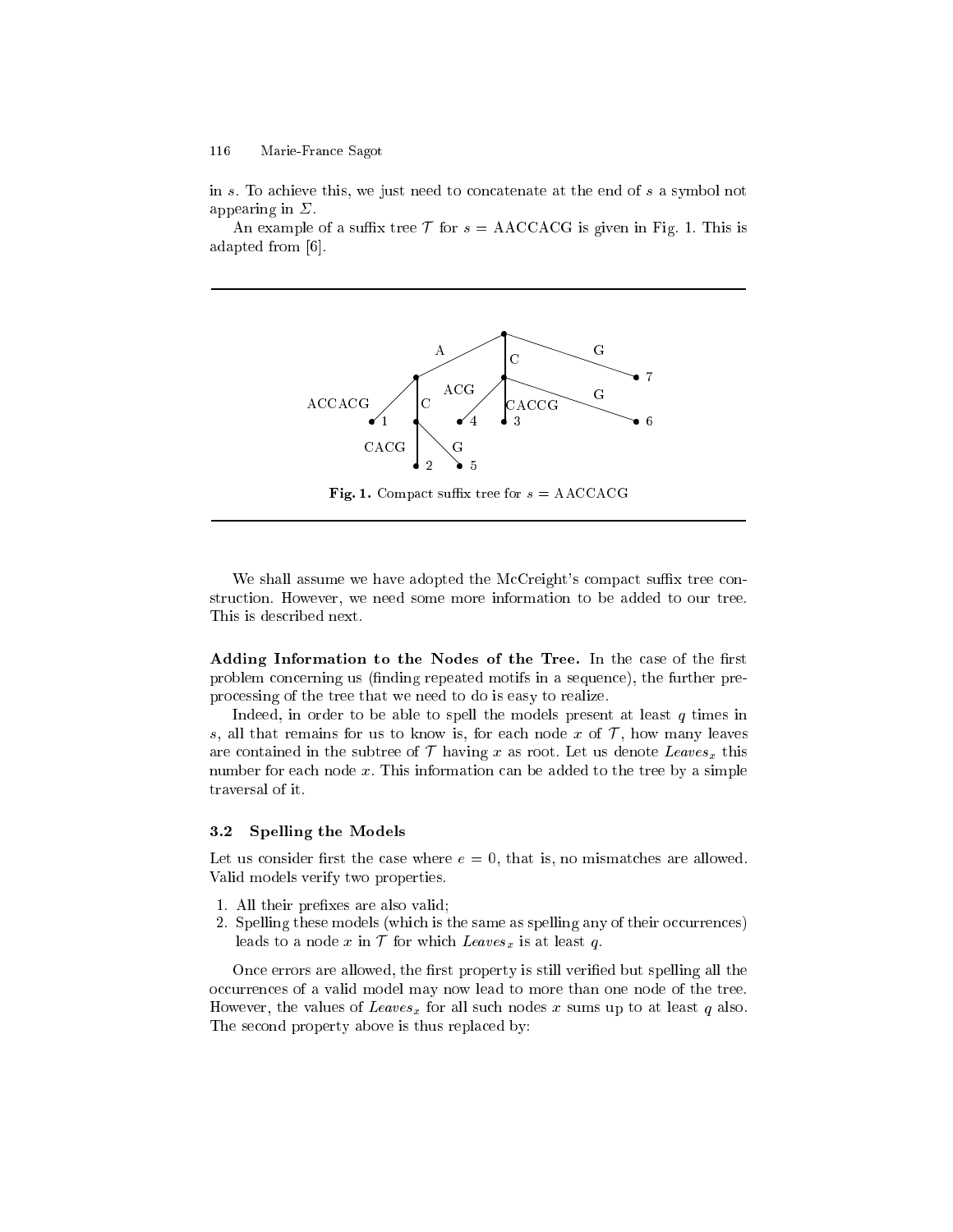in $s$. To achieve this, we just need to concatenate at the end of $s$ a symbol not appearing in $\Sigma$.

An example of a suffix tree $\mathcal{T}$ for $s$ = AACCACG is given in Fig. 1. This is adapted from [6].

**Fig. 1.** Compact suffix tree for $s$ = AACCACG

We shall assume we have adopted the McCreight's compact suffix tree construction. However, we need some more information to be added to our tree. This is described next.

**Adding Information to the Nodes of the Tree.** In the case of the first problem concerning us (finding repeated motifs in a sequence), the further preprocessing of the tree that we need to do is easy to realize.

Indeed, in order to be able to spell the models present at least $q$ times in $s$, all that remains for us to know is, for each node $x$ of $\mathcal{T}$, how many leaves are contained in the subtree of $\mathcal{T}$ having $x$ as root. Let us denote $Leaves_x$ this number for each node $x$. This information can be added to the tree by a simple traversal of it.

### 3.2 Spelling the Models

Let us consider first the case where $e = 0$, that is, no mismatches are allowed. Valid models verify two properties.

1. All their prefixes are also valid;
2. Spelling these models (which is the same as spelling any of their occurrences) leads to a node $x$ in $\mathcal{T}$ for which $Leaves_x$ is at least $q$.

Once errors are allowed, the first property is still verified but spelling all the occurrences of a valid model may now lead to more than one node of the tree. However, the values of $Leaves_x$ for all such nodes $x$ sums up to at least $q$ also. The second property above is thus replaced by: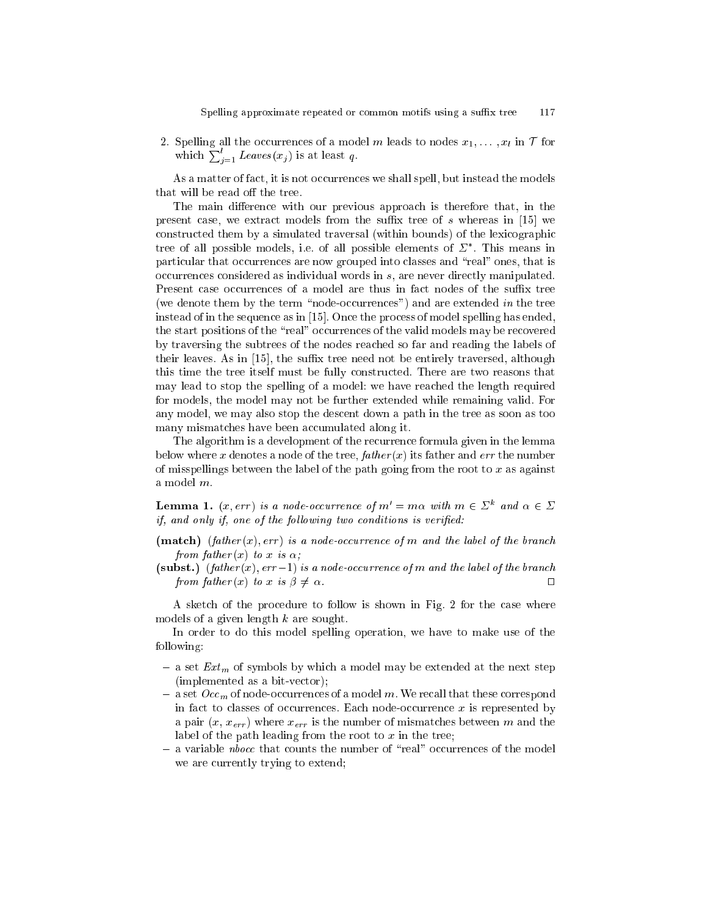2. Spelling all the occurrences of a model $m$ leads to nodes $x_1, \ldots, x_l$ in $\mathcal{T}$ for which $\sum_{j=1}^{l} Leaves(x_j)$ is at least $q$.

As a matter of fact, it is not occurrences we shall spell, but instead the models that will be read off the tree.

The main difference with our previous approach is therefore that, in the present case, we extract models from the suffix tree of $s$ whereas in [15] we constructed them by a simulated traversal (within bounds) of the lexicographic tree of all possible models, i.e. of all possible elements of $\Sigma^*$. This means in particular that occurrences are now grouped into classes and "real" ones, that is occurrences considered as individual words in $s$, are never directly manipulated. Present case occurrences of a model are thus in fact nodes of the suffix tree (we denote them by the term "node-occurrences") and are extended *in* the tree instead of in the sequence as in [15]. Once the process of model spelling has ended, the start positions of the "real" occurrences of the valid models may be recovered by traversing the subtrees of the nodes reached so far and reading the labels of their leaves. As in [15], the suffix tree need not be entirely traversed, although this time the tree itself must be fully constructed. There are two reasons that may lead to stop the spelling of a model: we have reached the length required for models, the model may not be further extended while remaining valid. For any model, we may also stop the descent down a path in the tree as soon as too many mismatches have been accumulated along it.

The algorithm is a development of the recurrence formula given in the lemma below where $x$ denotes a node of the tree, $father(x)$ its father and $err$ the number of misspellings between the label of the path going from the root to $x$ as against a model $m$.

**Lemma 1.** *$(x, err)$ is a node-occurrence of $m' = m\alpha$ with $m \in \Sigma^k$ and $\alpha \in \Sigma$ if, and only if, one of the following two conditions is verified:*

**(match)** *$(father(x), err)$ is a node-occurrence of $m$ and the label of the branch from $father(x)$ to $x$ is $\alpha$;*

**(subst.)** *$(father(x), err - 1)$ is a node-occurrence of $m$ and the label of the branch from $father(x)$ to $x$ is $\beta \neq \alpha$.* □

A sketch of the procedure to follow is shown in Fig. 2 for the case where models of a given length $k$ are sought.

In order to do this model spelling operation, we have to make use of the following:

- a set $Ext_m$ of symbols by which a model may be extended at the next step (implemented as a bit-vector);
- a set $Occ_m$ of node-occurrences of a model $m$. We recall that these correspond in fact to classes of occurrences. Each node-occurrence $x$ is represented by a pair $(x, x_{err})$ where $x_{err}$ is the number of mismatches between $m$ and the label of the path leading from the root to $x$ in the tree;
- a variable *nbocc* that counts the number of "real" occurrences of the model we are currently trying to extend;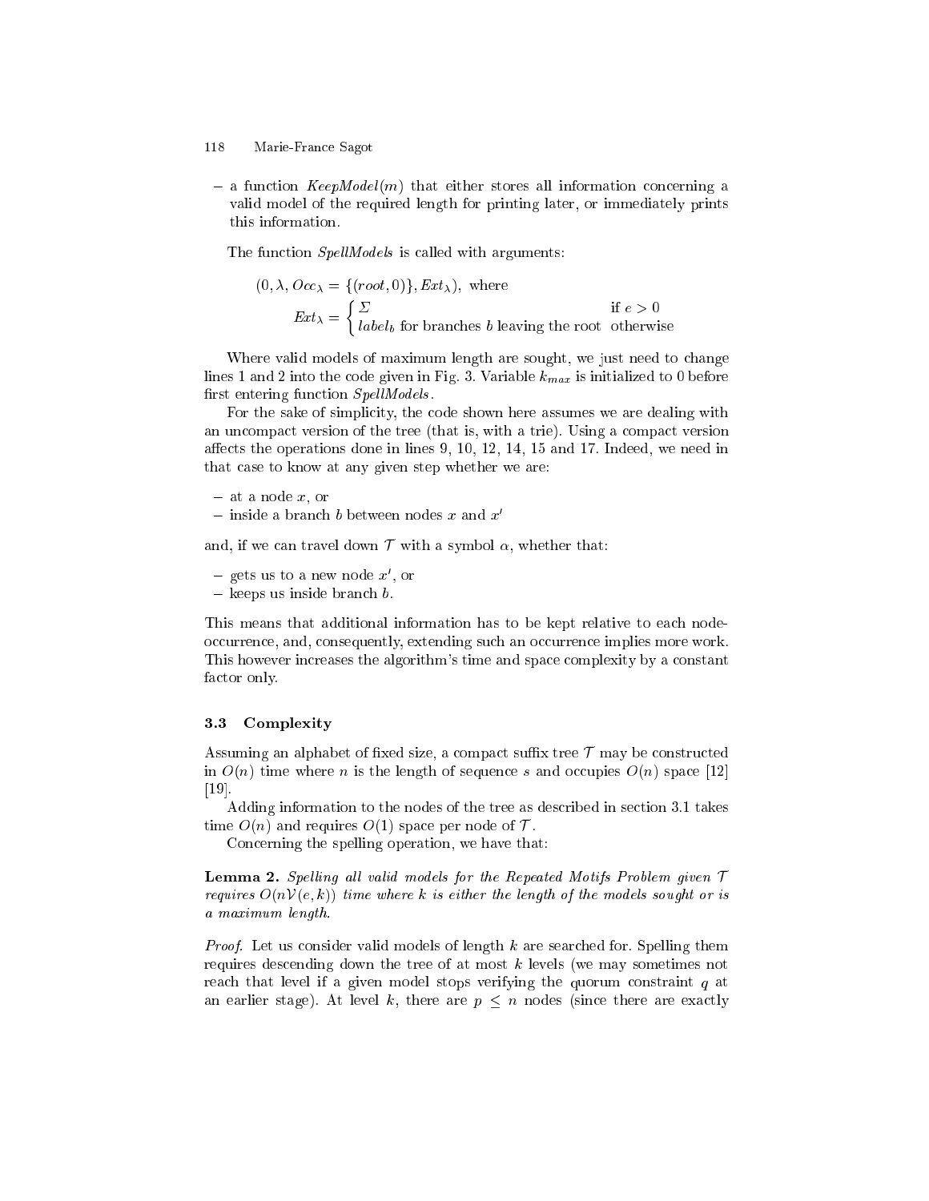– a function *KeepModel*($m$) that either stores all information concerning a valid model of the required length for printing later, or immediately prints this information.

The function *SpellModels* is called with arguments:

$$(0, \lambda, Occ_\lambda = \{(root, 0)\}, Ext_\lambda), \text{ where}$$

$$Ext_\lambda = \begin{cases} \Sigma & \text{if } e > 0 \\ label_b \text{ for branches } b \text{ leaving the root} & \text{otherwise} \end{cases}$$

Where valid models of maximum length are sought, we just need to change lines 1 and 2 into the code given in Fig. 3. Variable $k_{max}$ is initialized to 0 before first entering function *SpellModels*.

For the sake of simplicity, the code shown here assumes we are dealing with an uncompact version of the tree (that is, with a trie). Using a compact version affects the operations done in lines 9, 10, 12, 14, 15 and 17. Indeed, we need in that case to know at any given step whether we are:

– at a node $x$, or
– inside a branch $b$ between nodes $x$ and $x'$

and, if we can travel down $\mathcal{T}$ with a symbol $\alpha$, whether that:

– gets us to a new node $x'$, or
– keeps us inside branch $b$.

This means that additional information has to be kept relative to each node-occurrence, and, consequently, extending such an occurrence implies more work. This however increases the algorithm's time and space complexity by a constant factor only.

### 3.3 Complexity

Assuming an alphabet of fixed size, a compact suffix tree $\mathcal{T}$ may be constructed in $O(n)$ time where $n$ is the length of sequence $s$ and occupies $O(n)$ space [12] [19].

Adding information to the nodes of the tree as described in section 3.1 takes time $O(n)$ and requires $O(1)$ space per node of $\mathcal{T}$.

Concerning the spelling operation, we have that:

**Lemma 2.** *Spelling all valid models for the Repeated Motifs Problem given $\mathcal{T}$ requires $O(n\mathcal{V}(e, k))$ time where $k$ is either the length of the models sought or is a maximum length.*

*Proof.* Let us consider valid models of length $k$ are searched for. Spelling them requires descending down the tree of at most $k$ levels (we may sometimes not reach that level if a given model stops verifying the quorum constraint $q$ at an earlier stage). At level $k$, there are $p \leq n$ nodes (since there are exactly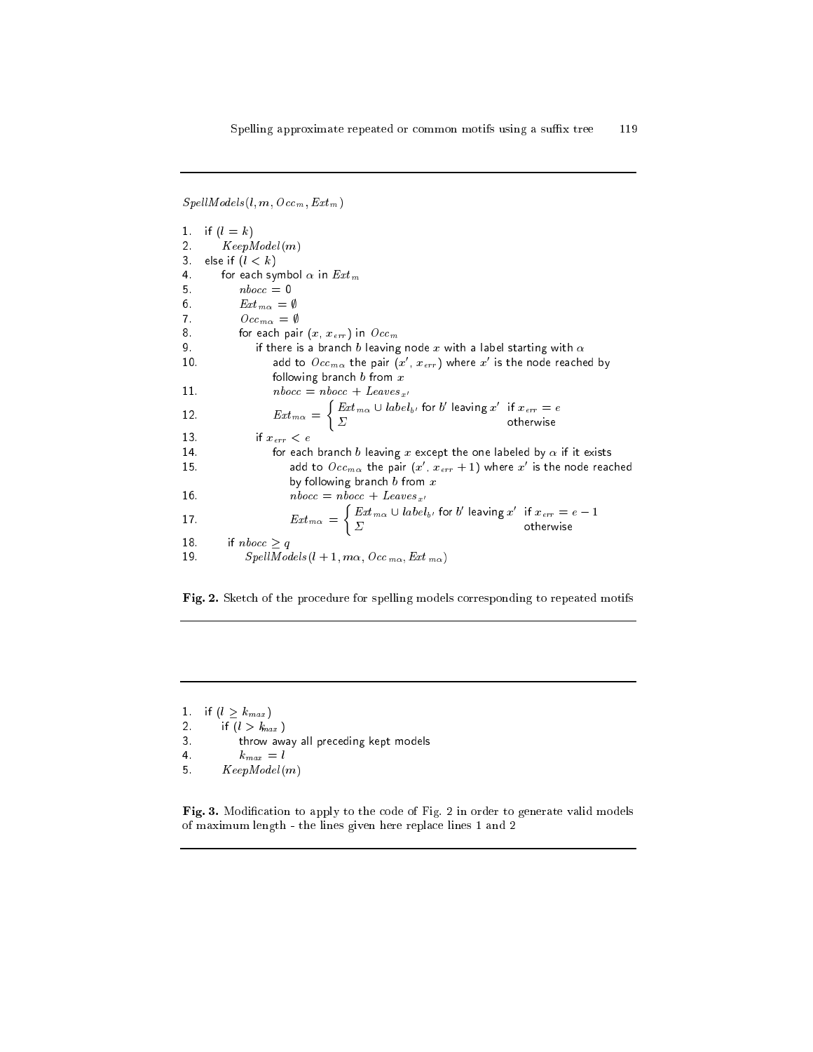$SpellModels(l, m, Occ_m, Ext_m)$

```
1.  if (l = k)
2.      KeepModel(m)
3.  else if (l < k)
4.      for each symbol α in Ext_m
5.          nbocc = 0
6.          Ext_mα = ∅
7.          Occ_mα = ∅
8.          for each pair (x, x_err) in Occ_m
9.              if there is a branch b leaving node x with a label starting with α
10.                 add to Occ_mα the pair (x', x_err) where x' is the node reached by
                    following branch b from x
11.                 nbocc = nbocc + Leaves_x'
12.                 Ext_mα = { Ext_mα ∪ label_b' for b' leaving x'   if x_err = e
                             { Σ                                     otherwise
13.             if x_err < e
14.                 for each branch b leaving x except the one labeled by α if it exists
15.                     add to Occ_mα the pair (x', x_err + 1) where x' is the node reached
                        by following branch b from x
16.                     nbocc = nbocc + Leaves_x'
17.                     Ext_mα = { Ext_mα ∪ label_b' for b' leaving x'   if x_err = e − 1
                                 { Σ                                     otherwise
18.         if nbocc ≥ q
19.             SpellModels(l + 1, mα, Occ_mα, Ext_mα)
```

**Fig. 2.** Sketch of the procedure for spelling models corresponding to repeated motifs

```
1.  if (l ≥ k_max)
2.      if (l > k_max)
3.          throw away all preceding kept models
4.          k_max = l
5.      KeepModel(m)
```

**Fig. 3.** Modification to apply to the code of Fig. 2 in order to generate valid models of maximum length - the lines given here replace lines 1 and 2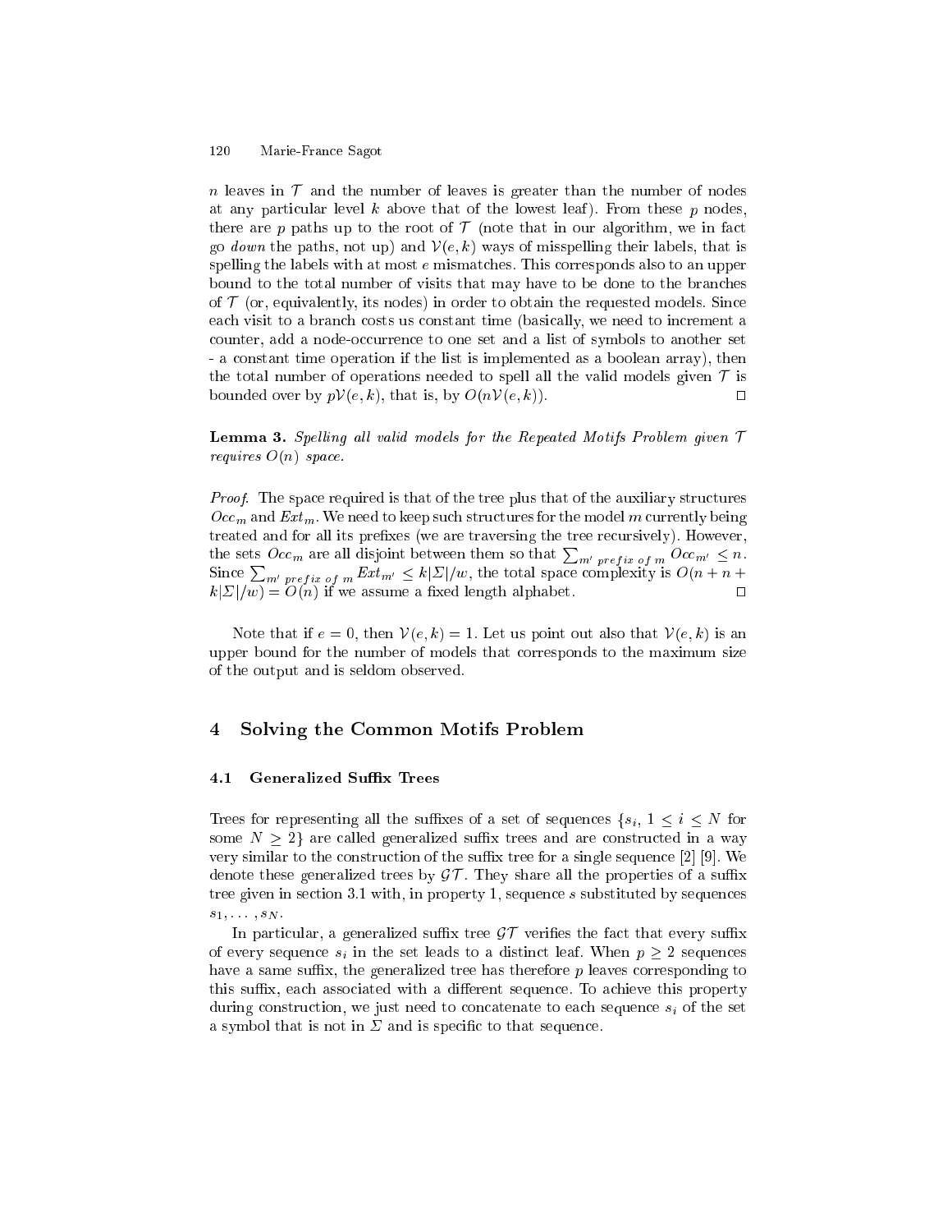$n$ leaves in $\mathcal{T}$ and the number of leaves is greater than the number of nodes at any particular level $k$ above that of the lowest leaf). From these $p$ nodes, there are $p$ paths up to the root of $\mathcal{T}$ (note that in our algorithm, we in fact go *down* the paths, not up) and $\mathcal{V}(e,k)$ ways of misspelling their labels, that is spelling the labels with at most $e$ mismatches. This corresponds also to an upper bound to the total number of visits that may have to be done to the branches of $\mathcal{T}$ (or, equivalently, its nodes) in order to obtain the requested models. Since each visit to a branch costs us constant time (basically, we need to increment a counter, add a node-occurrence to one set and a list of symbols to another set - a constant time operation if the list is implemented as a boolean array), then the total number of operations needed to spell all the valid models given $\mathcal{T}$ is bounded over by $p\mathcal{V}(e,k)$, that is, by $O(n\mathcal{V}(e,k))$. □

**Lemma 3.** *Spelling all valid models for the Repeated Motifs Problem given $\mathcal{T}$ requires $O(n)$ space.*

*Proof.* The space required is that of the tree plus that of the auxiliary structures $Occ_m$ and $Ext_m$. We need to keep such structures for the model $m$ currently being treated and for all its prefixes (we are traversing the tree recursively). However, the sets $Occ_m$ are all disjoint between them so that $\sum_{m' \; prefix \; of \; m} Occ_{m'} \leq n$. Since $\sum_{m' \; prefix \; of \; m} Ext_{m'} \leq k|\Sigma|/w$, the total space complexity is $O(n + n + k|\Sigma|/w) = O(n)$ if we assume a fixed length alphabet. □

Note that if $e = 0$, then $\mathcal{V}(e,k) = 1$. Let us point out also that $\mathcal{V}(e,k)$ is an upper bound for the number of models that corresponds to the maximum size of the output and is seldom observed.

## 4 Solving the Common Motifs Problem

### 4.1 Generalized Suffix Trees

Trees for representing all the suffixes of a set of sequences $\{s_i, 1 \leq i \leq N$ for some $N \geq 2\}$ are called generalized suffix trees and are constructed in a way very similar to the construction of the suffix tree for a single sequence [2] [9]. We denote these generalized trees by $\mathcal{GT}$. They share all the properties of a suffix tree given in section 3.1 with, in property 1, sequence $s$ substituted by sequences $s_1, \ldots, s_N$.

In particular, a generalized suffix tree $\mathcal{GT}$ verifies the fact that every suffix of every sequence $s_i$ in the set leads to a distinct leaf. When $p \geq 2$ sequences have a same suffix, the generalized tree has therefore $p$ leaves corresponding to this suffix, each associated with a different sequence. To achieve this property during construction, we just need to concatenate to each sequence $s_i$ of the set a symbol that is not in $\Sigma$ and is specific to that sequence.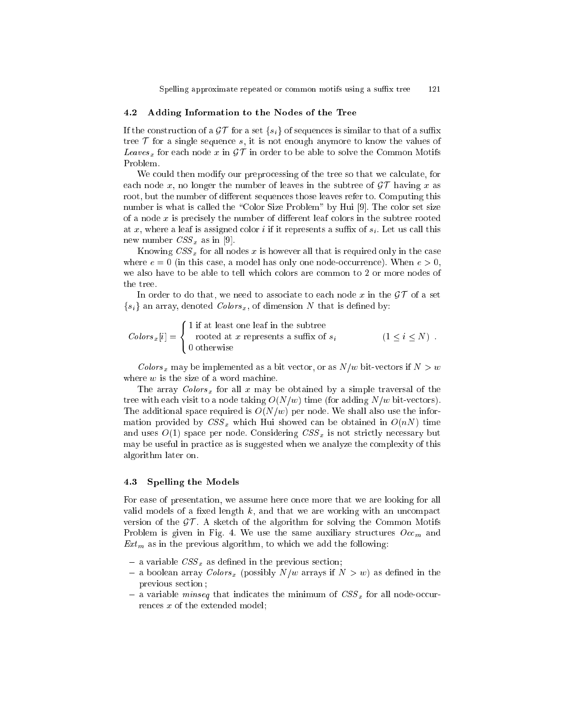### 4.2 Adding Information to the Nodes of the Tree

If the construction of a $\mathcal{GT}$ for a set $\{s_i\}$ of sequences is similar to that of a suffix tree $\mathcal{T}$ for a single sequence $s$, it is not enough anymore to know the values of $Leaves_x$ for each node $x$ in $\mathcal{GT}$ in order to be able to solve the Common Motifs Problem.

We could then modify our preprocessing of the tree so that we calculate, for each node $x$, no longer the number of leaves in the subtree of $\mathcal{GT}$ having $x$ as root, but the number of different sequences those leaves refer to. Computing this number is what is called the "Color Size Problem" by Hui [9]. The color set size of a node $x$ is precisely the number of different leaf colors in the subtree rooted at $x$, where a leaf is assigned color $i$ if it represents a suffix of $s_i$. Let us call this new number $CSS_x$ as in [9].

Knowing $CSS_x$ for all nodes $x$ is however all that is required only in the case where $e = 0$ (in this case, a model has only one node-occurrence). When $e > 0$, we also have to be able to tell which colors are common to 2 or more nodes of the tree.

In order to do that, we need to associate to each node $x$ in the $\mathcal{GT}$ of a set $\{s_i\}$ an array, denoted $Colors_x$, of dimension $N$ that is defined by:

$$Colors_x[i] = \begin{cases} 1 \text{ if at least one leaf in the subtree} \\ \quad \text{rooted at } x \text{ represents a suffix of } s_i \\ 0 \text{ otherwise} \end{cases} \qquad (1 \leq i \leq N) \ .$$

$Colors_x$ may be implemented as a bit vector, or as $N/w$ bit-vectors if $N > w$ where $w$ is the size of a word machine.

The array $Colors_x$ for all $x$ may be obtained by a simple traversal of the tree with each visit to a node taking $O(N/w)$ time (for adding $N/w$ bit-vectors). The additional space required is $O(N/w)$ per node. We shall also use the information provided by $CSS_x$ which Hui showed can be obtained in $O(nN)$ time and uses $O(1)$ space per node. Considering $CSS_x$ is not strictly necessary but may be useful in practice as is suggested when we analyze the complexity of this algorithm later on.

### 4.3 Spelling the Models

For ease of presentation, we assume here once more that we are looking for all valid models of a fixed length $k$, and that we are working with an uncompact version of the $\mathcal{GT}$. A sketch of the algorithm for solving the Common Motifs Problem is given in Fig. 4. We use the same auxiliary structures $Occ_m$ and $Ext_m$ as in the previous algorithm, to which we add the following:

- a variable $CSS_x$ as defined in the previous section;
- a boolean array $Colors_x$ (possibly $N/w$ arrays if $N > w$) as defined in the previous section ;
- a variable $minseq$ that indicates the minimum of $CSS_x$ for all node-occurrences $x$ of the extended model;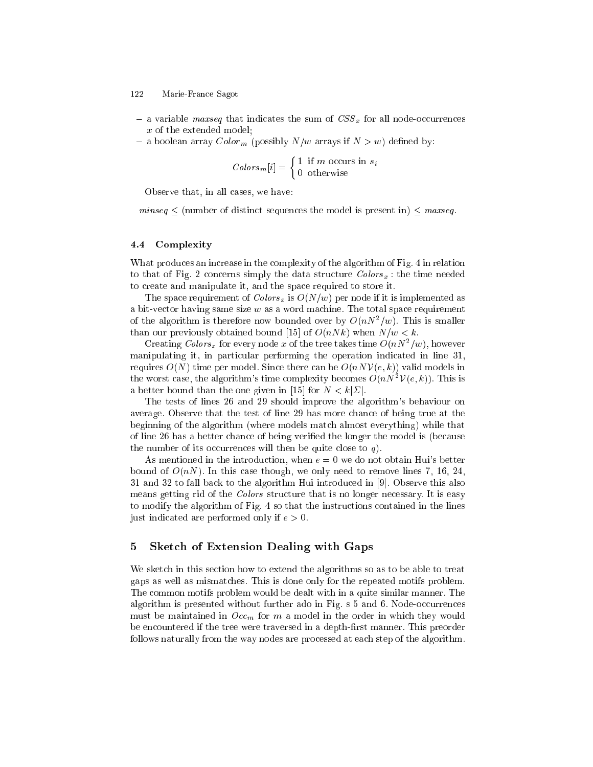– a variable *maxseq* that indicates the sum of $CSS_x$ for all node-occurrences $x$ of the extended model;
– a boolean array $Color_m$ (possibly $N/w$ arrays if $N > w$) defined by:

$$Colors_m[i] = \begin{cases} 1 & \text{if } m \text{ occurs in } s_i \\ 0 & \text{otherwise} \end{cases}$$

Observe that, in all cases, we have:

*minseq* $\leq$ (number of distinct sequences the model is present in) $\leq$ *maxseq*.

### 4.4 Complexity

What produces an increase in the complexity of the algorithm of Fig. 4 in relation to that of Fig. 2 concerns simply the data structure $Colors_x$ : the time needed to create and manipulate it, and the space required to store it.

The space requirement of $Colors_x$ is $O(N/w)$ per node if it is implemented as a bit-vector having same size $w$ as a word machine. The total space requirement of the algorithm is therefore now bounded over by $O(nN^2/w)$. This is smaller than our previously obtained bound [15] of $O(nNk)$ when $N/w < k$.

Creating $Colors_x$ for every node $x$ of the tree takes time $O(nN^2/w)$, however manipulating it, in particular performing the operation indicated in line 31, requires $O(N)$ time per model. Since there can be $O(nN\mathcal{V}(e,k))$ valid models in the worst case, the algorithm's time complexity becomes $O(nN^2\mathcal{V}(e,k))$. This is a better bound than the one given in [15] for $N < k|\Sigma|$.

The tests of lines 26 and 29 should improve the algorithm's behaviour on average. Observe that the test of line 29 has more chance of being true at the beginning of the algorithm (where models match almost everything) while that of line 26 has a better chance of being verified the longer the model is (because the number of its occurrences will then be quite close to $q$).

As mentioned in the introduction, when $e = 0$ we do not obtain Hui's better bound of $O(nN)$. In this case though, we only need to remove lines 7, 16, 24, 31 and 32 to fall back to the algorithm Hui introduced in [9]. Observe this also means getting rid of the *Colors* structure that is no longer necessary. It is easy to modify the algorithm of Fig. 4 so that the instructions contained in the lines just indicated are performed only if $e > 0$.

## 5 Sketch of Extension Dealing with Gaps

We sketch in this section how to extend the algorithms so as to be able to treat gaps as well as mismatches. This is done only for the repeated motifs problem. The common motifs problem would be dealt with in a quite similar manner. The algorithm is presented without further ado in Fig. s 5 and 6. Node-occurrences must be maintained in $Occ_m$ for $m$ a model in the order in which they would be encountered if the tree were traversed in a depth-first manner. This preorder follows naturally from the way nodes are processed at each step of the algorithm.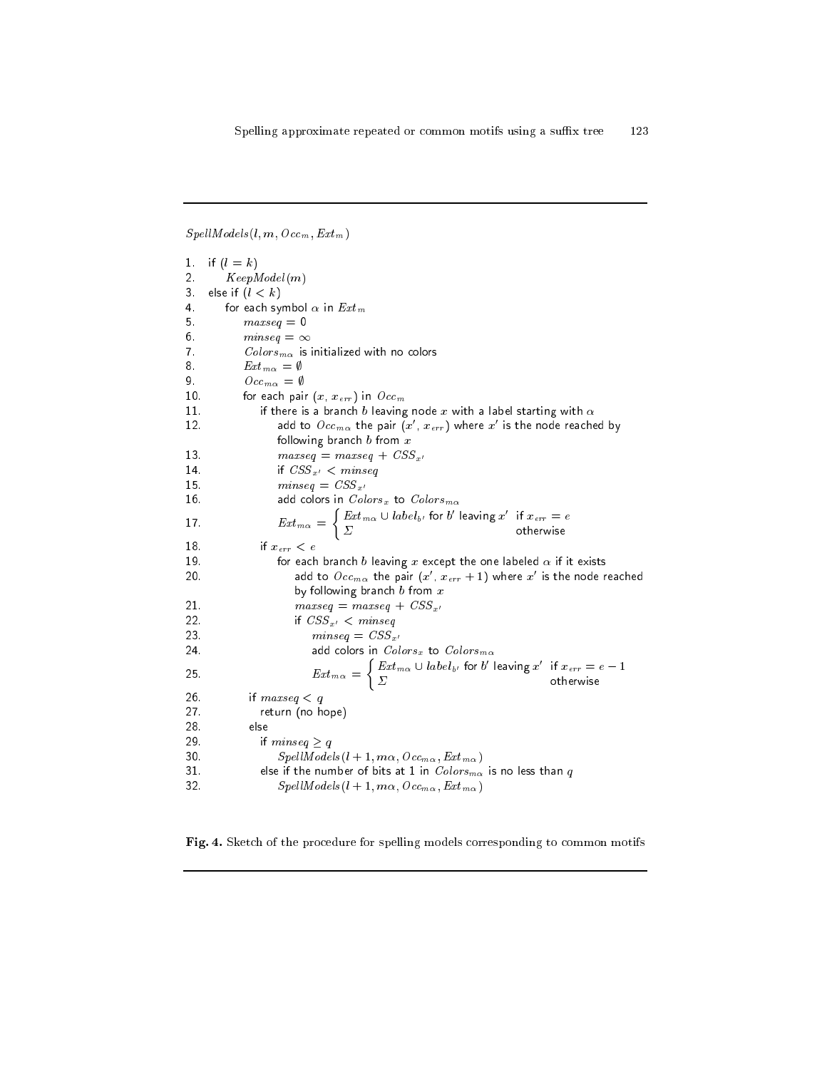$SpellModels(l, m, Occ_m, Ext_m)$

```
1.  if (l = k)
2.      KeepModel(m)
3.  else if (l < k)
4.      for each symbol α in Ext_m
5.          maxseq = 0
6.          minseq = ∞
7.          Colors_mα is initialized with no colors
8.          Ext_mα = ∅
9.          Occ_mα = ∅
10.         for each pair (x, x_err) in Occ_m
11.             if there is a branch b leaving node x with a label starting with α
12.                 add to Occ_mα the pair (x', x_err) where x' is the node reached by
                    following branch b from x
13.                 maxseq = maxseq + CSS_x'
14.                 if CSS_x' < minseq
15.                 minseq = CSS_x'
16.                 add colors in Colors_x to Colors_mα
17.                 Ext_mα = { Ext_mα ∪ label_b' for b' leaving x'   if x_err = e
                             { Σ                                      otherwise
18.             if x_err < e
19.                 for each branch b leaving x except the one labeled α if it exists
20.                     add to Occ_mα the pair (x', x_err + 1) where x' is the node reached
                        by following branch b from x
21.                     maxseq = maxseq + CSS_x'
22.                     if CSS_x' < minseq
23.                         minseq = CSS_x'
24.                         add colors in Colors_x to Colors_mα
25.                         Ext_mα = { Ext_mα ∪ label_b' for b' leaving x'   if x_err = e − 1
                                     { Σ                                      otherwise
26.         if maxseq < q
27.             return (no hope)
28.         else
29.             if minseq ≥ q
30.                 SpellModels(l + 1, mα, Occ_mα, Ext_mα)
31.             else if the number of bits at 1 in Colors_mα is no less than q
32.                 SpellModels(l + 1, mα, Occ_mα, Ext_mα)
```

**Fig. 4.** Sketch of the procedure for spelling models corresponding to common motifs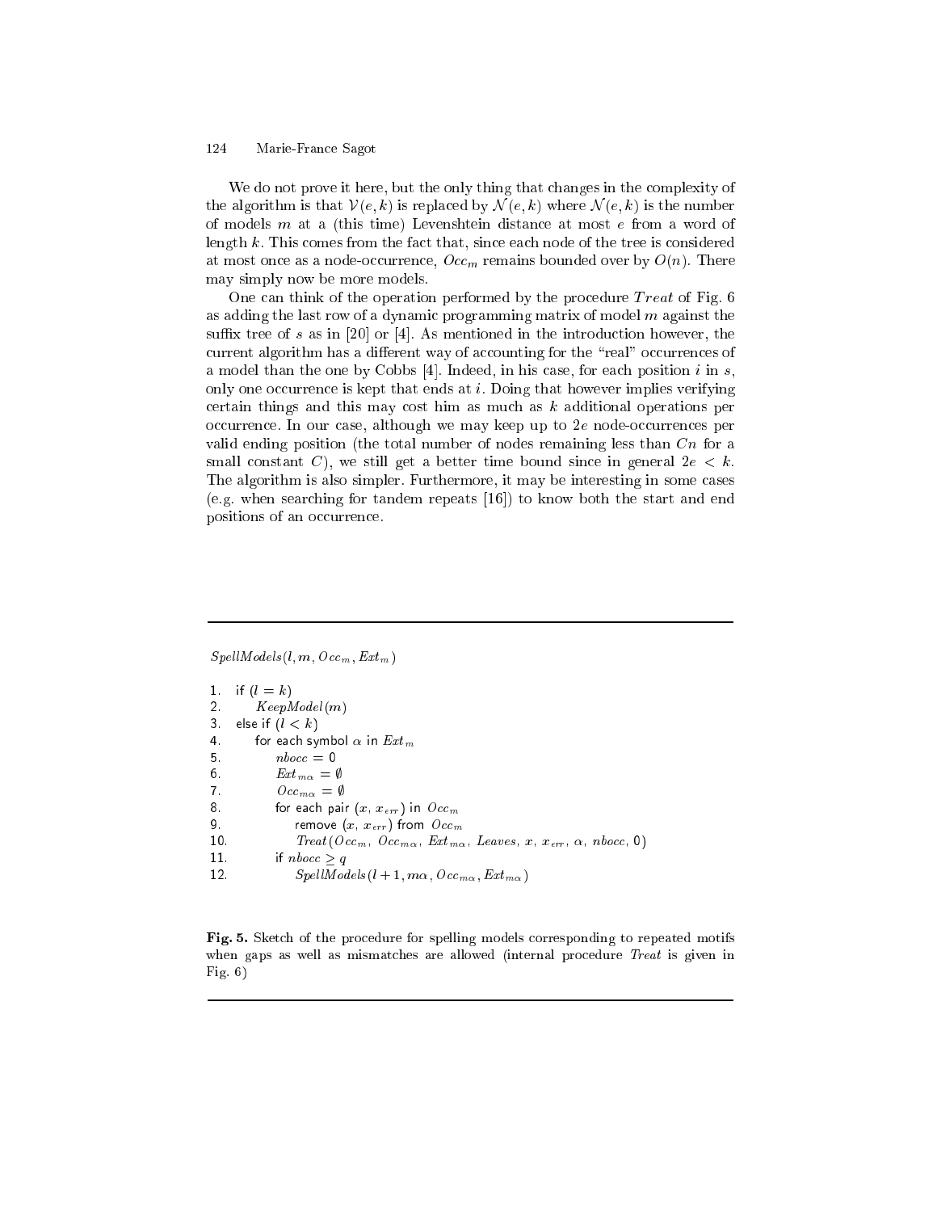We do not prove it here, but the only thing that changes in the complexity of the algorithm is that $\mathcal{V}(e,k)$ is replaced by $\mathcal{N}(e,k)$ where $\mathcal{N}(e,k)$ is the number of models $m$ at a (this time) Levenshtein distance at most $e$ from a word of length $k$. This comes from the fact that, since each node of the tree is considered at most once as a node-occurrence, $Occ_m$ remains bounded over by $O(n)$. There may simply now be more models.

One can think of the operation performed by the procedure $Treat$ of Fig. 6 as adding the last row of a dynamic programming matrix of model $m$ against the suffix tree of $s$ as in [20] or [4]. As mentioned in the introduction however, the current algorithm has a different way of accounting for the "real" occurrences of a model than the one by Cobbs [4]. Indeed, in his case, for each position $i$ in $s$, only one occurrence is kept that ends at $i$. Doing that however implies verifying certain things and this may cost him as much as $k$ additional operations per occurrence. In our case, although we may keep up to $2e$ node-occurrences per valid ending position (the total number of nodes remaining less than $Cn$ for a small constant $C$), we still get a better time bound since in general $2e < k$. The algorithm is also simpler. Furthermore, it may be interesting in some cases (e.g. when searching for tandem repeats [16]) to know both the start and end positions of an occurrence.

---

$SpellModels(l, m, Occ_m, Ext_m)$

```
1.   if (l = k)
2.       KeepModel(m)
3.   else if (l < k)
4.       for each symbol α in Ext_m
5.           nbocc = 0
6.           Ext_mα = ∅
7.           Occ_mα = ∅
8.           for each pair (x, x_err) in Occ_m
9.               remove (x, x_err) from Occ_m
10.              Treat(Occ_m, Occ_mα, Ext_mα, Leaves, x, x_err, α, nbocc, 0)
11.          if nbocc ≥ q
12.              SpellModels(l + 1, mα, Occ_mα, Ext_mα)
```

**Fig. 5.** Sketch of the procedure for spelling models corresponding to repeated motifs when gaps as well as mismatches are allowed (internal procedure *Treat* is given in Fig. 6)

---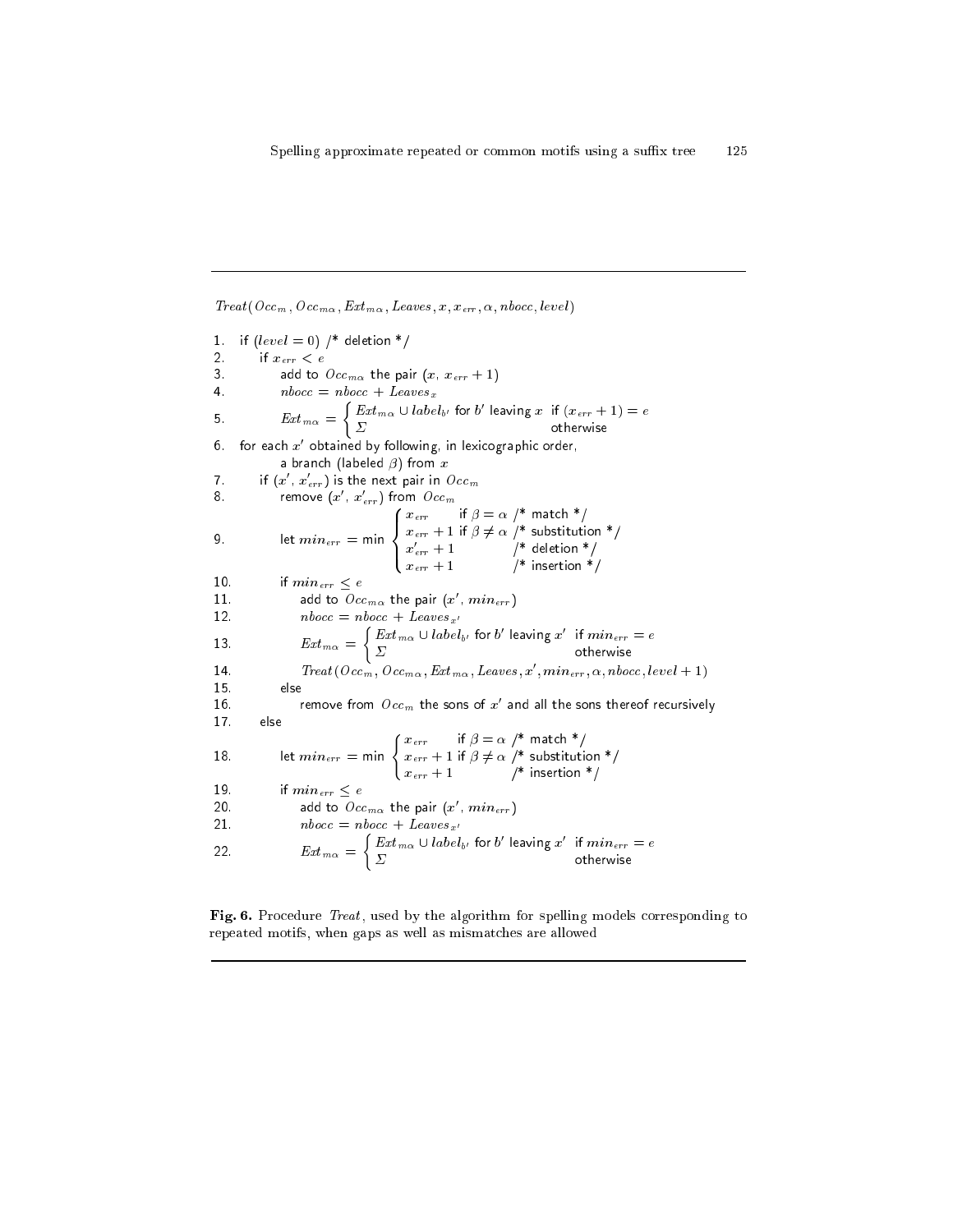$Treat(Occ_m, Occ_{m\alpha}, Ext_{m\alpha}, Leaves, x, x_{err}, \alpha, nbocc, level)$

```
1.   if (level = 0) /* deletion */
2.       if x_err < e
3.           add to Occ_mα the pair (x, x_err + 1)
4.           nbocc = nbocc + Leaves_x
5.           Ext_mα = { Ext_mα ∪ label_b' for b' leaving x   if (x_err + 1) = e
                      { Σ                                     otherwise
6.   for each x' obtained by following, in lexicographic order,
         a branch (labeled β) from x
7.       if (x', x'_err) is the next pair in Occ_m
8.           remove (x', x'_err) from Occ_m
                                 { x_err        if β = α  /* match */
9.           let min_err = min   { x_err + 1    if β ≠ α  /* substitution */
                                 { x'_err + 1              /* deletion */
                                 { x_err + 1               /* insertion */
10.          if min_err ≤ e
11.              add to Occ_mα the pair (x', min_err)
12.              nbocc = nbocc + Leaves_x'
13.              Ext_mα = { Ext_mα ∪ label_b' for b' leaving x'   if min_err = e
                         { Σ                                      otherwise
14.              Treat(Occ_m, Occ_mα, Ext_mα, Leaves, x', min_err, α, nbocc, level + 1)
15.          else
16.              remove from Occ_m the sons of x' and all the sons thereof recursively
17.      else
                                 { x_err        if β = α  /* match */
18.          let min_err = min   { x_err + 1    if β ≠ α  /* substitution */
                                 { x_err + 1               /* insertion */
19.          if min_err ≤ e
20.              add to Occ_mα the pair (x', min_err)
21.              nbocc = nbocc + Leaves_x'
22.              Ext_mα = { Ext_mα ∪ label_b' for b' leaving x'   if min_err = e
                         { Σ                                      otherwise
```

**Fig. 6.** Procedure *Treat*, used by the algorithm for spelling models corresponding to repeated motifs, when gaps as well as mismatches are allowed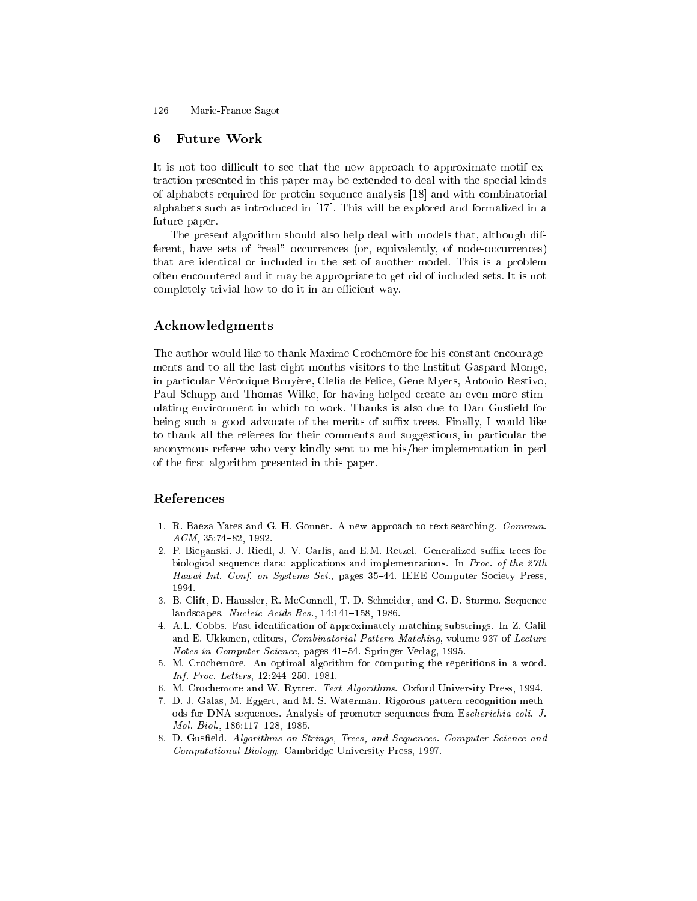## 6 Future Work

It is not too difficult to see that the new approach to approximate motif extraction presented in this paper may be extended to deal with the special kinds of alphabets required for protein sequence analysis [18] and with combinatorial alphabets such as introduced in [17]. This will be explored and formalized in a future paper.

The present algorithm should also help deal with models that, although different, have sets of "real" occurrences (or, equivalently, of node-occurrences) that are identical or included in the set of another model. This is a problem often encountered and it may be appropriate to get rid of included sets. It is not completely trivial how to do it in an efficient way.

## Acknowledgments

The author would like to thank Maxime Crochemore for his constant encouragements and to all the last eight months visitors to the Institut Gaspard Monge, in particular Véronique Bruyère, Clelia de Felice, Gene Myers, Antonio Restivo, Paul Schupp and Thomas Wilke, for having helped create an even more stimulating environment in which to work. Thanks is also due to Dan Gusfield for being such a good advocate of the merits of suffix trees. Finally, I would like to thank all the referees for their comments and suggestions, in particular the anonymous referee who very kindly sent to me his/her implementation in perl of the first algorithm presented in this paper.

## References

1. R. Baeza-Yates and G. H. Gonnet. A new approach to text searching. *Commun. ACM*, 35:74–82, 1992.
2. P. Bieganski, J. Riedl, J. V. Carlis, and E.M. Retzel. Generalized suffix trees for biological sequence data: applications and implementations. In *Proc. of the 27th Hawai Int. Conf. on Systems Sci.*, pages 35–44. IEEE Computer Society Press, 1994.
3. B. Clift, D. Haussler, R. McConnell, T. D. Schneider, and G. D. Stormo. Sequence landscapes. *Nucleic Acids Res.*, 14:141–158, 1986.
4. A.L. Cobbs. Fast identification of approximately matching substrings. In Z. Galil and E. Ukkonen, editors, *Combinatorial Pattern Matching*, volume 937 of *Lecture Notes in Computer Science*, pages 41–54. Springer Verlag, 1995.
5. M. Crochemore. An optimal algorithm for computing the repetitions in a word. *Inf. Proc. Letters*, 12:244–250, 1981.
6. M. Crochemore and W. Rytter. *Text Algorithms*. Oxford University Press, 1994.
7. D. J. Galas, M. Eggert, and M. S. Waterman. Rigorous pattern-recognition methods for DNA sequences. Analysis of promoter sequences from E*scherichia coli*. *J. Mol. Biol.*, 186:117–128, 1985.
8. D. Gusfield. *Algorithms on Strings, Trees, and Sequences. Computer Science and Computational Biology*. Cambridge University Press, 1997.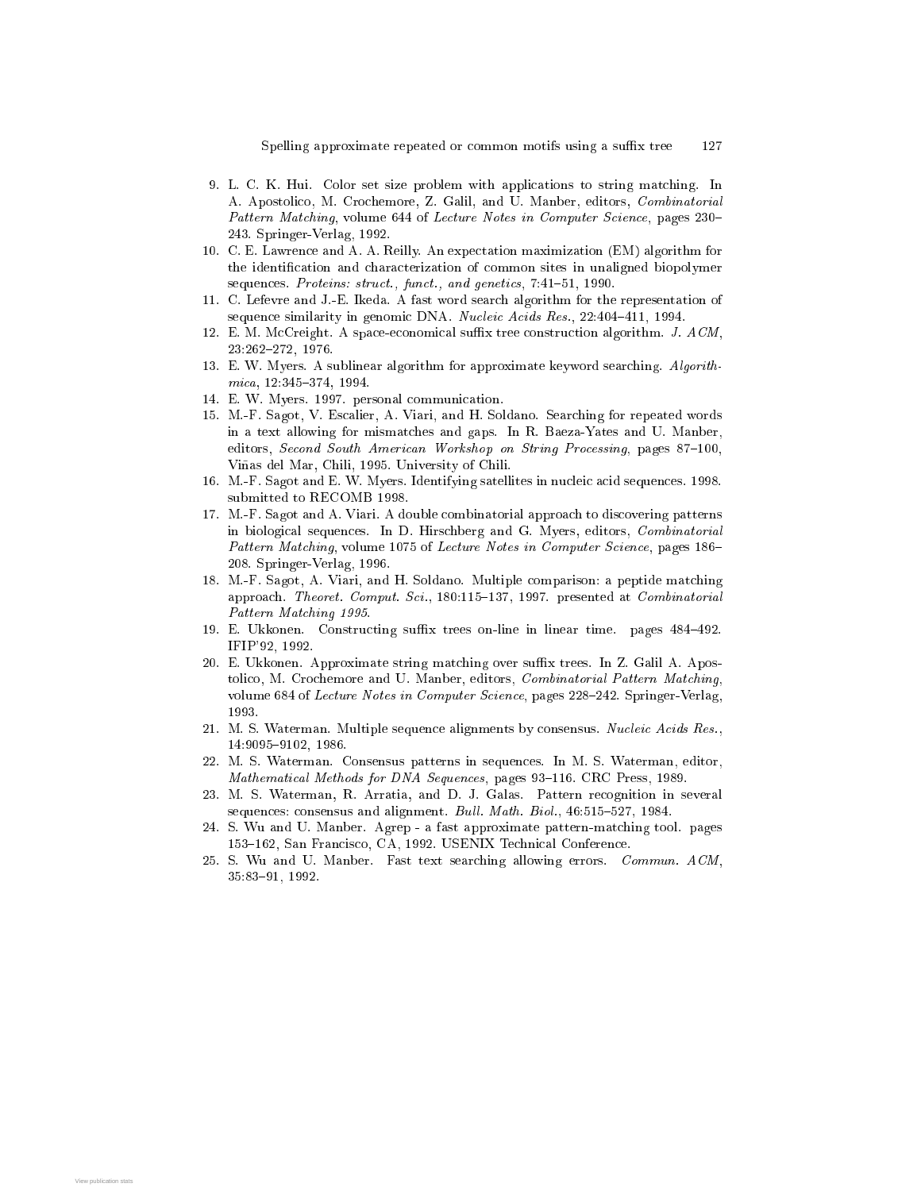9. L. C. K. Hui. Color set size problem with applications to string matching. In A. Apostolico, M. Crochemore, Z. Galil, and U. Manber, editors, *Combinatorial Pattern Matching*, volume 644 of *Lecture Notes in Computer Science*, pages 230–243. Springer-Verlag, 1992.
10. C. E. Lawrence and A. A. Reilly. An expectation maximization (EM) algorithm for the identification and characterization of common sites in unaligned biopolymer sequences. *Proteins: struct., funct., and genetics*, 7:41–51, 1990.
11. C. Lefevre and J.-E. Ikeda. A fast word search algorithm for the representation of sequence similarity in genomic DNA. *Nucleic Acids Res.*, 22:404–411, 1994.
12. E. M. McCreight. A space-economical suffix tree construction algorithm. *J. ACM*, 23:262–272, 1976.
13. E. W. Myers. A sublinear algorithm for approximate keyword searching. *Algorithmica*, 12:345–374, 1994.
14. E. W. Myers. 1997. personal communication.
15. M.-F. Sagot, V. Escalier, A. Viari, and H. Soldano. Searching for repeated words in a text allowing for mismatches and gaps. In R. Baeza-Yates and U. Manber, editors, *Second South American Workshop on String Processing*, pages 87–100, Viñas del Mar, Chili, 1995. University of Chili.
16. M.-F. Sagot and E. W. Myers. Identifying satellites in nucleic acid sequences. 1998. submitted to RECOMB 1998.
17. M.-F. Sagot and A. Viari. A double combinatorial approach to discovering patterns in biological sequences. In D. Hirschberg and G. Myers, editors, *Combinatorial Pattern Matching*, volume 1075 of *Lecture Notes in Computer Science*, pages 186–208. Springer-Verlag, 1996.
18. M.-F. Sagot, A. Viari, and H. Soldano. Multiple comparison: a peptide matching approach. *Theoret. Comput. Sci.*, 180:115–137, 1997. presented at *Combinatorial Pattern Matching 1995*.
19. E. Ukkonen. Constructing suffix trees on-line in linear time. pages 484–492. IFIP'92, 1992.
20. E. Ukkonen. Approximate string matching over suffix trees. In Z. Galil A. Apostolico, M. Crochemore and U. Manber, editors, *Combinatorial Pattern Matching*, volume 684 of *Lecture Notes in Computer Science*, pages 228–242. Springer-Verlag, 1993.
21. M. S. Waterman. Multiple sequence alignments by consensus. *Nucleic Acids Res.*, 14:9095–9102, 1986.
22. M. S. Waterman. Consensus patterns in sequences. In M. S. Waterman, editor, *Mathematical Methods for DNA Sequences*, pages 93–116. CRC Press, 1989.
23. M. S. Waterman, R. Arratia, and D. J. Galas. Pattern recognition in several sequences: consensus and alignment. *Bull. Math. Biol.*, 46:515–527, 1984.
24. S. Wu and U. Manber. Agrep - a fast approximate pattern-matching tool. pages 153–162, San Francisco, CA, 1992. USENIX Technical Conference.
25. S. Wu and U. Manber. Fast text searching allowing errors. *Commun. ACM*, 35:83–91, 1992.